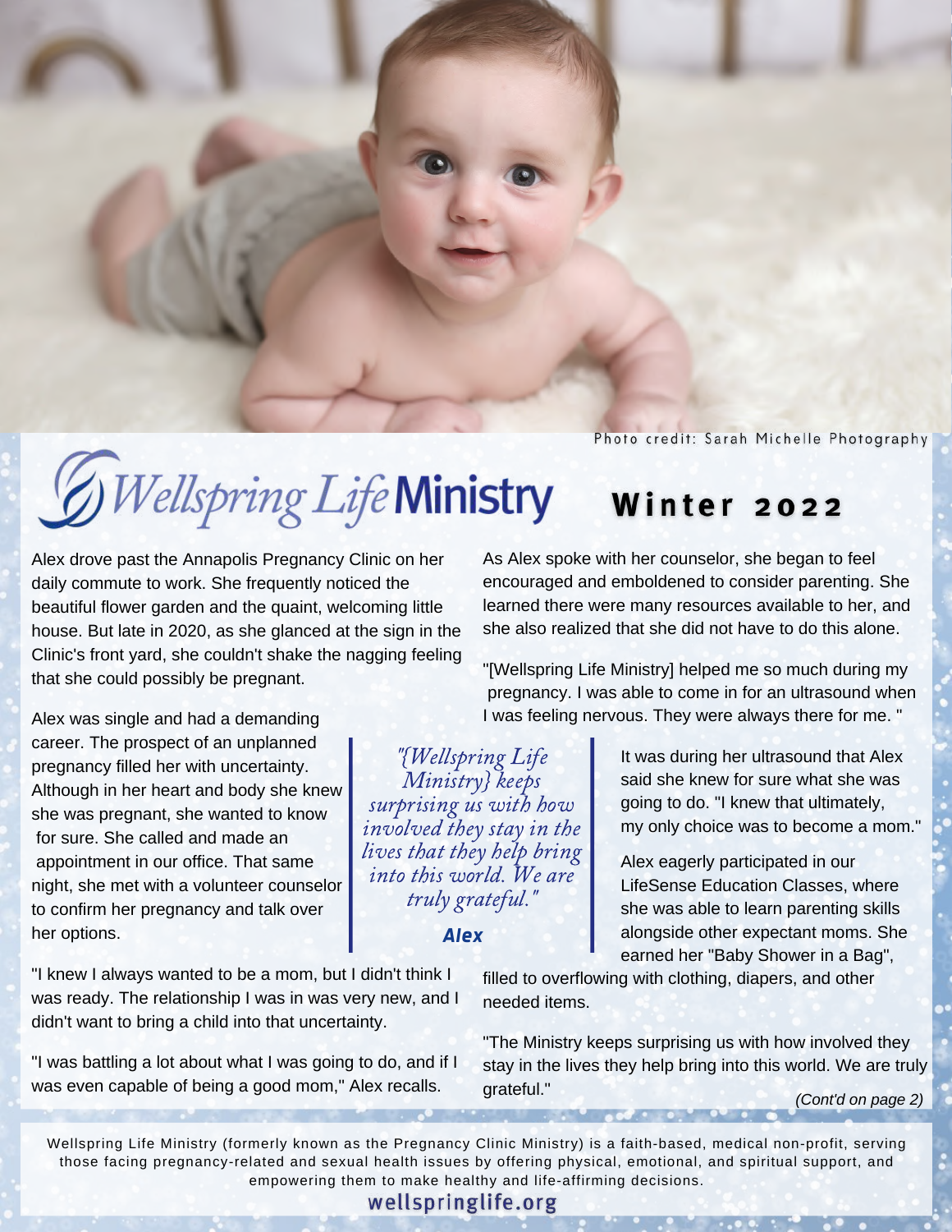Photo credit: Sarah Michelle Photography

# Wellspring Life Ministry

## Winter 2022

Alex drove past the Annapolis Pregnancy Clinic on her daily commute to work. She frequently noticed the beautiful flower garden and the quaint, welcoming little house. But late in 2020, as she glanced at the sign in the Clinic's front yard, she couldn't shake the nagging feeling that she could possibly be pregnant.

Alex was single and had a demanding career. The prospect of an unplanned pregnancy filled her with uncertainty. Although in her heart and body she knew she was pregnant, she wanted to know for sure. She called and made an appointment in our office. That same night, she met with a volunteer counselor to confirm her pregnancy and talk over her options.

"I knew I always wanted to be a mom, but I didn't think I was ready. The relationship I was in was very new, and I didn't want to bring a child into that uncertainty.

"I was battling a lot about what I was going to do, and if I was even capable of being a good mom," Alex recalls.

> *"{Wellspring Life Ministry} keeps surprising us with how involved they stay in the lives that they help bring into this world. We are truly grateful."*
>
> ***Alex***

As Alex spoke with her counselor, she began to feel encouraged and emboldened to consider parenting. She learned there were many resources available to her, and she also realized that she did not have to do this alone.

"[Wellspring Life Ministry] helped me so much during my pregnancy. I was able to come in for an ultrasound when I was feeling nervous. They were always there for me. "

It was during her ultrasound that Alex said she knew for sure what she was going to do. "I knew that ultimately, my only choice was to become a mom."

Alex eagerly participated in our LifeSense Education Classes, where she was able to learn parenting skills alongside other expectant moms. She earned her "Baby Shower in a Bag", filled to overflowing with clothing, diapers, and other needed items.

"The Ministry keeps surprising us with how involved they stay in the lives they help bring into this world. We are truly grateful."

*(Cont'd on page 2)*

Wellspring Life Ministry (formerly known as the Pregnancy Clinic Ministry) is a faith-based, medical non-profit, serving those facing pregnancy-related and sexual health issues by offering physical, emotional, and spiritual support, and empowering them to make healthy and life-affirming decisions.

**wellspringlife.org**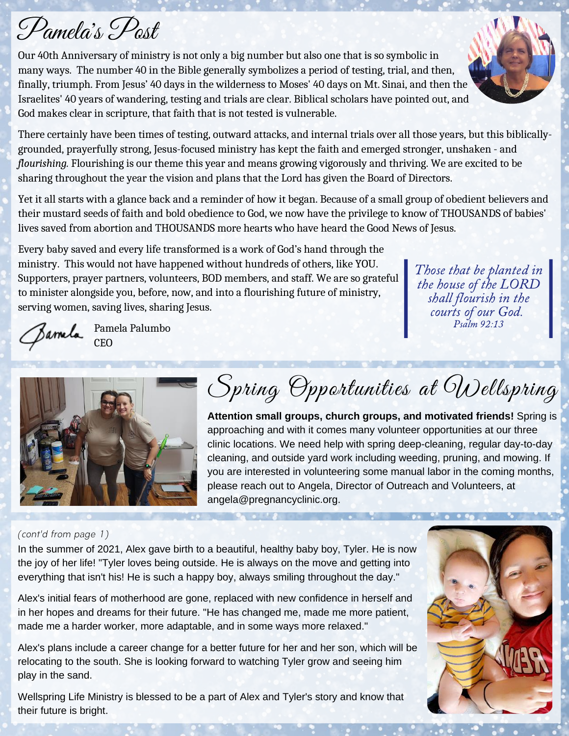# Pamela's Post

Our 40th Anniversary of ministry is not only a big number but also one that is so symbolic in many ways. The number 40 in the Bible generally symbolizes a period of testing, trial, and then, finally, triumph. From Jesus' 40 days in the wilderness to Moses' 40 days on Mt. Sinai, and then the Israelites' 40 years of wandering, testing and trials are clear. Biblical scholars have pointed out, and God makes clear in scripture, that faith that is not tested is vulnerable.

There certainly have been times of testing, outward attacks, and internal trials over all those years, but this biblically-grounded, prayerfully strong, Jesus-focused ministry has kept the faith and emerged stronger, unshaken - and *flourishing.* Flourishing is our theme this year and means growing vigorously and thriving. We are excited to be sharing throughout the year the vision and plans that the Lord has given the Board of Directors.

Yet it all starts with a glance back and a reminder of how it began. Because of a small group of obedient believers and their mustard seeds of faith and bold obedience to God, we now have the privilege to know of THOUSANDS of babies' lives saved from abortion and THOUSANDS more hearts who have heard the Good News of Jesus.

Every baby saved and every life transformed is a work of God's hand through the ministry. This would not have happened without hundreds of others, like YOU. Supporters, prayer partners, volunteers, BOD members, and staff. We are so grateful to minister alongside you, before, now, and into a flourishing future of ministry, serving women, saving lives, sharing Jesus.

*Those that be planted in the house of the LORD shall flourish in the courts of our God.*
*Psalm 92:13*

Pamela
Pamela Palumbo
CEO

## Spring Opportunities at Wellspring

**Attention small groups, church groups, and motivated friends!** Spring is approaching and with it comes many volunteer opportunities at our three clinic locations. We need help with spring deep-cleaning, regular day-to-day cleaning, and outside yard work including weeding, pruning, and mowing. If you are interested in volunteering some manual labor in the coming months, please reach out to Angela, Director of Outreach and Volunteers, at angela@pregnancyclinic.org.

*(cont'd from page 1)*

In the summer of 2021, Alex gave birth to a beautiful, healthy baby boy, Tyler. He is now the joy of her life! "Tyler loves being outside. He is always on the move and getting into everything that isn't his! He is such a happy boy, always smiling throughout the day."

Alex's initial fears of motherhood are gone, replaced with new confidence in herself and in her hopes and dreams for their future. "He has changed me, made me more patient, made me a harder worker, more adaptable, and in some ways more relaxed."

Alex's plans include a career change for a better future for her and her son, which will be relocating to the south. She is looking forward to watching Tyler grow and seeing him play in the sand.

Wellspring Life Ministry is blessed to be a part of Alex and Tyler's story and know that their future is bright.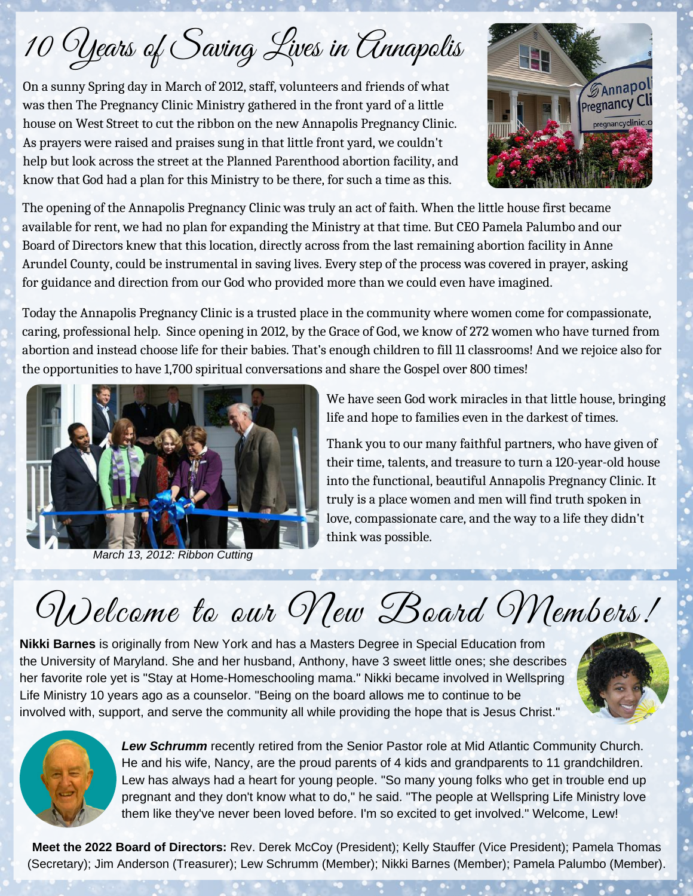# 10 Years of Saving Lives in Annapolis

On a sunny Spring day in March of 2012, staff, volunteers and friends of what was then The Pregnancy Clinic Ministry gathered in the front yard of a little house on West Street to cut the ribbon on the new Annapolis Pregnancy Clinic. As prayers were raised and praises sung in that little front yard, we couldn't help but look across the street at the Planned Parenthood abortion facility, and know that God had a plan for this Ministry to be there, for such a time as this.

The opening of the Annapolis Pregnancy Clinic was truly an act of faith. When the little house first became available for rent, we had no plan for expanding the Ministry at that time. But CEO Pamela Palumbo and our Board of Directors knew that this location, directly across from the last remaining abortion facility in Anne Arundel County, could be instrumental in saving lives. Every step of the process was covered in prayer, asking for guidance and direction from our God who provided more than we could even have imagined.

Today the Annapolis Pregnancy Clinic is a trusted place in the community where women come for compassionate, caring, professional help. Since opening in 2012, by the Grace of God, we know of 272 women who have turned from abortion and instead choose life for their babies. That's enough children to fill 11 classrooms! And we rejoice also for the opportunities to have 1,700 spiritual conversations and share the Gospel over 800 times!

*March 13, 2012: Ribbon Cutting*

We have seen God work miracles in that little house, bringing life and hope to families even in the darkest of times.

Thank you to our many faithful partners, who have given of their time, talents, and treasure to turn a 120-year-old house into the functional, beautiful Annapolis Pregnancy Clinic. It truly is a place women and men will find truth spoken in love, compassionate care, and the way to a life they didn't think was possible.

# Welcome to our New Board Members!

**Nikki Barnes** is originally from New York and has a Masters Degree in Special Education from the University of Maryland. She and her husband, Anthony, have 3 sweet little ones; she describes her favorite role yet is "Stay at Home-Homeschooling mama." Nikki became involved in Wellspring Life Ministry 10 years ago as a counselor. "Being on the board allows me to continue to be involved with, support, and serve the community all while providing the hope that is Jesus Christ."

***Lew Schrumm*** recently retired from the Senior Pastor role at Mid Atlantic Community Church. He and his wife, Nancy, are the proud parents of 4 kids and grandparents to 11 grandchildren. Lew has always had a heart for young people. "So many young folks who get in trouble end up pregnant and they don't know what to do," he said. "The people at Wellspring Life Ministry love them like they've never been loved before. I'm so excited to get involved." Welcome, Lew!

**Meet the 2022 Board of Directors:** Rev. Derek McCoy (President); Kelly Stauffer (Vice President); Pamela Thomas (Secretary); Jim Anderson (Treasurer); Lew Schrumm (Member); Nikki Barnes (Member); Pamela Palumbo (Member).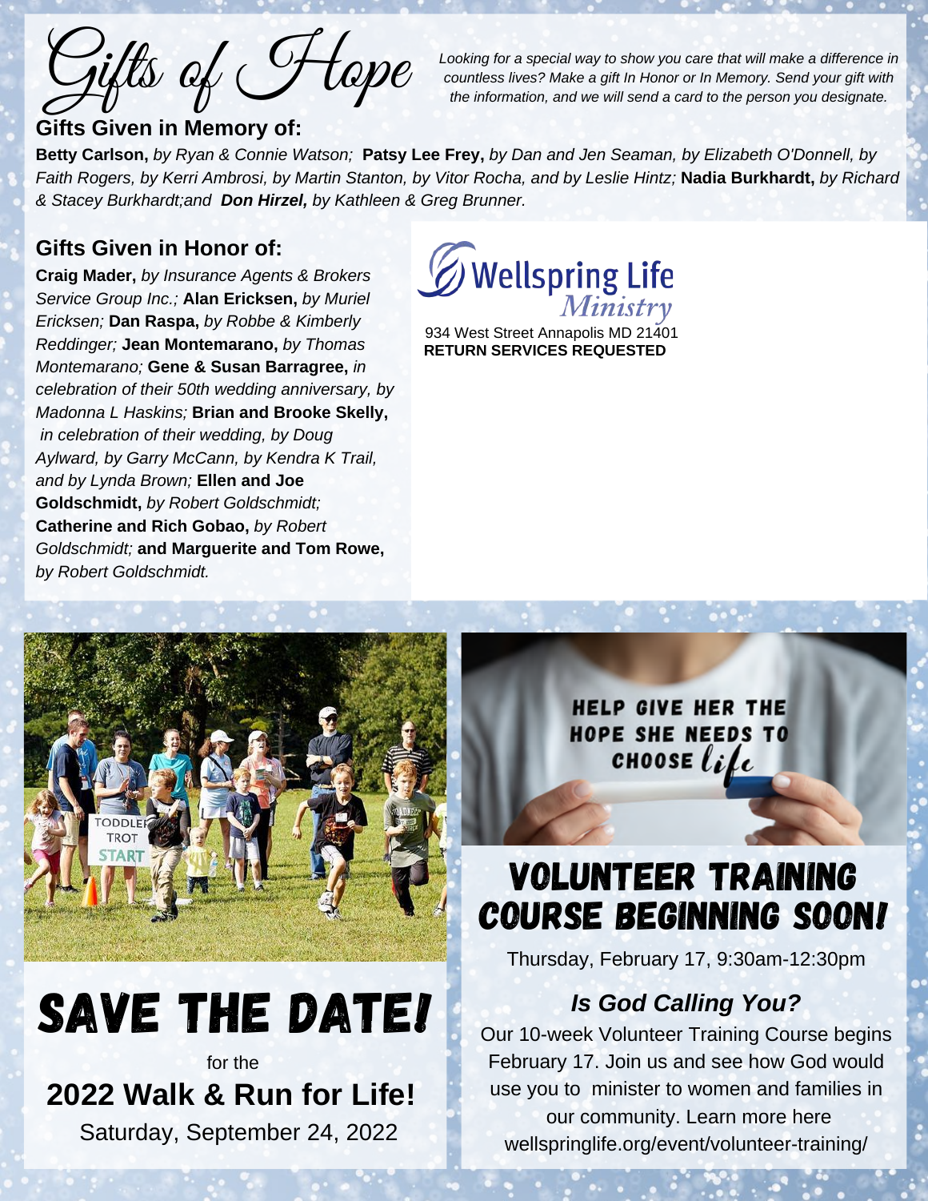# Gifts of Hope

*Looking for a special way to show you care that will make a difference in countless lives? Make a gift In Honor or In Memory. Send your gift with the information, and we will send a card to the person you designate.*

## Gifts Given in Memory of:

**Betty Carlson,** *by Ryan & Connie Watson;* **Patsy Lee Frey,** *by Dan and Jen Seaman, by Elizabeth O'Donnell, by Faith Rogers, by Kerri Ambrosi, by Martin Stanton, by Vitor Rocha, and by Leslie Hintz;* **Nadia Burkhardt,** *by Richard & Stacey Burkhardt;and* **Don Hirzel,** *by Kathleen & Greg Brunner.*

## Gifts Given in Honor of:

**Craig Mader,** *by Insurance Agents & Brokers Service Group Inc.;* **Alan Ericksen,** *by Muriel Ericksen;* **Dan Raspa,** *by Robbe & Kimberly Reddinger;* **Jean Montemarano,** *by Thomas Montemarano;* **Gene & Susan Barragree,** *in celebration of their 50th wedding anniversary, by Madonna L Haskins;* **Brian and Brooke Skelly,** *in celebration of their wedding, by Doug Aylward, by Garry McCann, by Kendra K Trail, and by Lynda Brown;* **Ellen and Joe Goldschmidt,** *by Robert Goldschmidt;* **Catherine and Rich Gobao,** *by Robert Goldschmidt;* **and Marguerite and Tom Rowe,** *by Robert Goldschmidt.*

Wellspring Life Ministry
934 West Street Annapolis MD 21401
**RETURN SERVICES REQUESTED**

# SAVE THE DATE!

for the

## 2022 Walk & Run for Life!

Saturday, September 24, 2022

HELP GIVE HER THE HOPE SHE NEEDS TO CHOOSE *life*

# VOLUNTEER TRAINING COURSE BEGINNING SOON!

Thursday, February 17, 9:30am-12:30pm

### *Is God Calling You?*

Our 10-week Volunteer Training Course begins February 17. Join us and see how God would use you to minister to women and families in our community. Learn more here wellspringlife.org/event/volunteer-training/